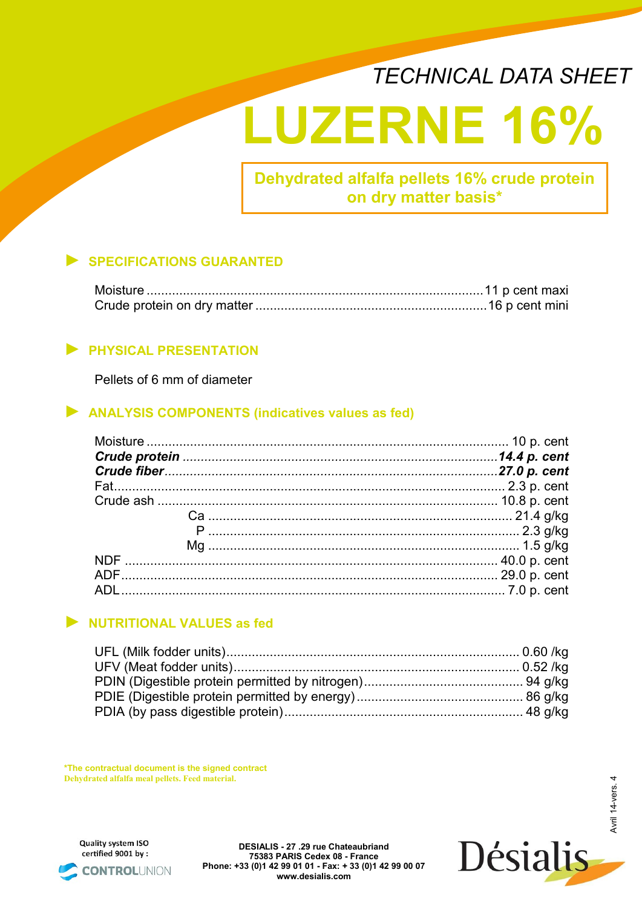TECHNICAL DATA SHEET

# LUZERNE 16%

**Dehydrated alfalfa pellets 16% crude protein on dry matter basis***

## ► SPECIFICATIONS GUARANTEED

| | |
|---|---|
| Moisture | 11 p cent maxi |
| Crude protein on dry matter | 16 p cent mini |

## ► PHYSICAL PRESENTATION

Pellets of 6 mm of diameter

## ► ANALYSIS COMPONENTS (indicatives values as fed)

| | |
|---|---|
| Moisture | 10 p. cent |
| ***Crude protein*** | ***14.4 p. cent*** |
| ***Crude fiber*** | ***27.0 p. cent*** |
| Fat | 2.3 p. cent |
| Crude ash | 10.8 p. cent |
| Ca | 21.4 g/kg |
| P | 2.3 g/kg |
| Mg | 1.5 g/kg |
| NDF | 40.0 p. cent |
| ADF | 29.0 p. cent |
| ADL | 7.0 p. cent |

## ► NUTRITIONAL VALUES as fed

| | |
|---|---|
| UFL (Milk fodder units) | 0.60 /kg |
| UFV (Meat fodder units) | 0.52 /kg |
| PDIN (Digestible protein permitted by nitrogen) | 94 g/kg |
| PDIE (Digestible protein permitted by energy) | 86 g/kg |
| PDIA (by pass digestible protein) | 48 g/kg |

**\*The contractual document is the signed contract**
**Dehydrated alfalfa meal pellets. Feed material.**

Avril 14-vers. 4

Quality system ISO certified 9001 by : CONTROLUNION

**DESIALIS - 27 .29 rue Chateaubriand**
**75383 PARIS Cedex 08 - France**
**Phone: +33 (0)1 42 99 01 01 - Fax: + 33 (0)1 42 99 00 07**
**www.desialis.com**

Désialis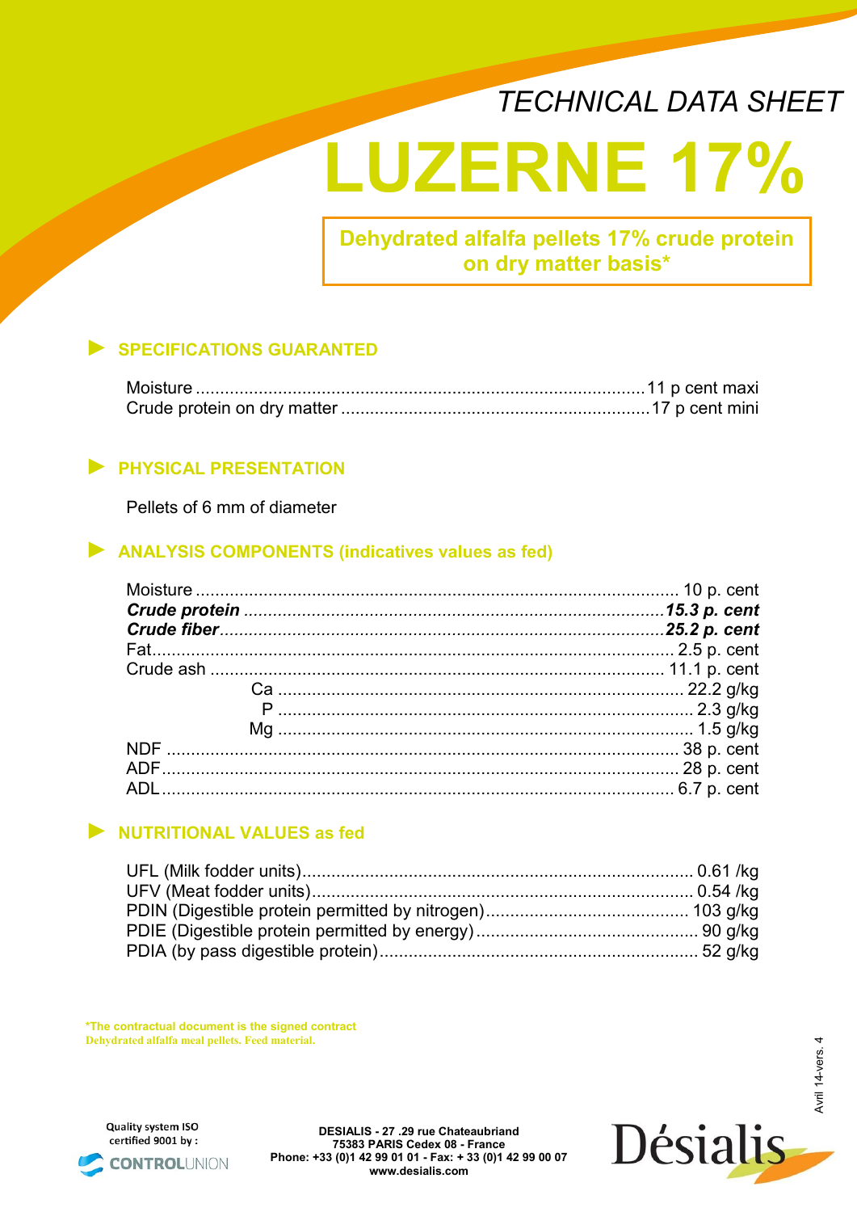TECHNICAL DATA SHEET

# LUZERNE 17%

**Dehydrated alfalfa pellets 17% crude protein on dry matter basis***

## ► SPECIFICATIONS GUARANTEED

| | |
|---|---|
| Moisture | 11 p cent maxi |
| Crude protein on dry matter | 17 p cent mini |

## ► PHYSICAL PRESENTATION

Pellets of 6 mm of diameter

## ► ANALYSIS COMPONENTS (indicatives values as fed)

| | |
|---|---|
| Moisture | 10 p. cent |
| ***Crude protein*** | ***15.3 p. cent*** |
| ***Crude fiber*** | ***25.2 p. cent*** |
| Fat | 2.5 p. cent |
| Crude ash | 11.1 p. cent |
| Ca | 22.2 g/kg |
| P | 2.3 g/kg |
| Mg | 1.5 g/kg |
| NDF | 38 p. cent |
| ADF | 28 p. cent |
| ADL | 6.7 p. cent |

## ► NUTRITIONAL VALUES as fed

| | |
|---|---|
| UFL (Milk fodder units) | 0.61 /kg |
| UFV (Meat fodder units) | 0.54 /kg |
| PDIN (Digestible protein permitted by nitrogen) | 103 g/kg |
| PDIE (Digestible protein permitted by energy) | 90 g/kg |
| PDIA (by pass digestible protein) | 52 g/kg |

*The contractual document is the signed contract
Dehydrated alfalfa meal pellets. Feed material.

Avril 14-vers. 4

Quality system ISO certified 9001 by : CONTROLUNION

DESIALIS - 27 .29 rue Chateaubriand
75383 PARIS Cedex 08 - France
Phone: +33 (0)1 42 99 01 01 - Fax: + 33 (0)1 42 99 00 07
www.desialis.com

Désialis